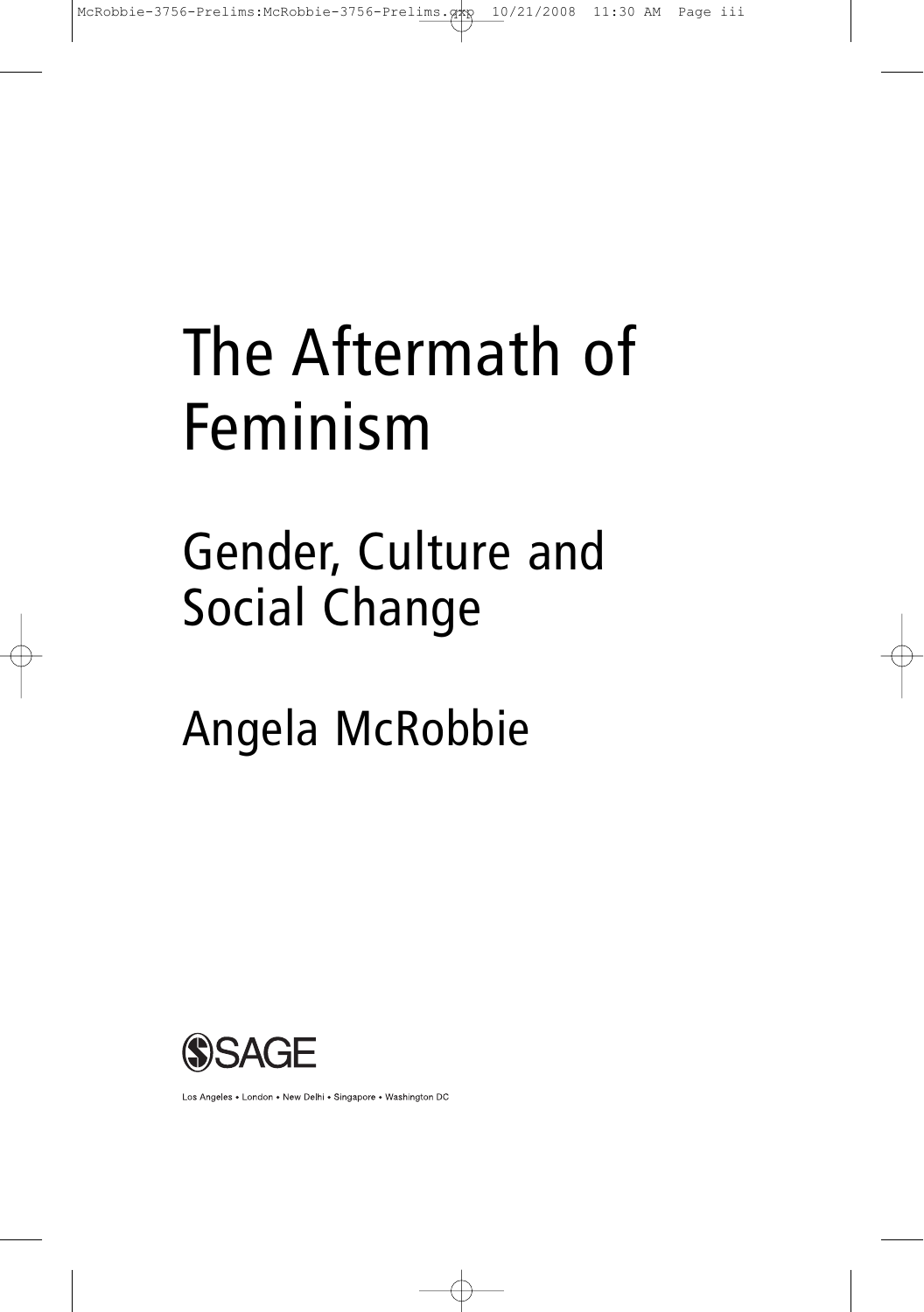# The Aftermath of Feminism

## Gender, Culture and Social Change

Angela McRobbie

SAGE

Los Angeles • London • New Delhi • Singapore • Washington DC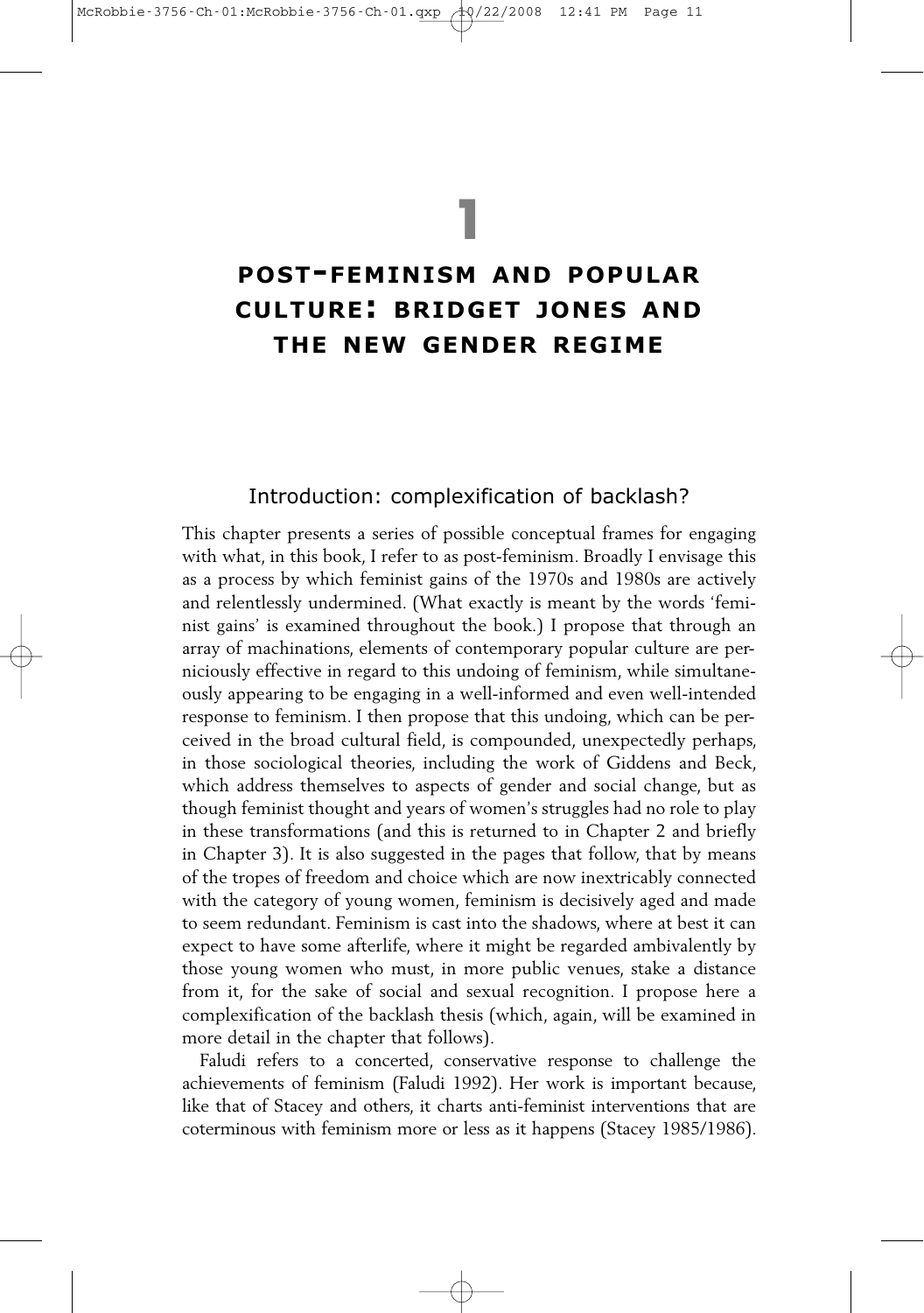# 1

# POST-FEMINISM AND POPULAR CULTURE: BRIDGET JONES AND THE NEW GENDER REGIME

## Introduction: complexification of backlash?

This chapter presents a series of possible conceptual frames for engaging with what, in this book, I refer to as post-feminism. Broadly I envisage this as a process by which feminist gains of the 1970s and 1980s are actively and relentlessly undermined. (What exactly is meant by the words 'feminist gains' is examined throughout the book.) I propose that through an array of machinations, elements of contemporary popular culture are perniciously effective in regard to this undoing of feminism, while simultaneously appearing to be engaging in a well-informed and even well-intended response to feminism. I then propose that this undoing, which can be perceived in the broad cultural field, is compounded, unexpectedly perhaps, in those sociological theories, including the work of Giddens and Beck, which address themselves to aspects of gender and social change, but as though feminist thought and years of women's struggles had no role to play in these transformations (and this is returned to in Chapter 2 and briefly in Chapter 3). It is also suggested in the pages that follow, that by means of the tropes of freedom and choice which are now inextricably connected with the category of young women, feminism is decisively aged and made to seem redundant. Feminism is cast into the shadows, where at best it can expect to have some afterlife, where it might be regarded ambivalently by those young women who must, in more public venues, stake a distance from it, for the sake of social and sexual recognition. I propose here a complexification of the backlash thesis (which, again, will be examined in more detail in the chapter that follows).

Faludi refers to a concerted, conservative response to challenge the achievements of feminism (Faludi 1992). Her work is important because, like that of Stacey and others, it charts anti-feminist interventions that are coterminous with feminism more or less as it happens (Stacey 1985/1986).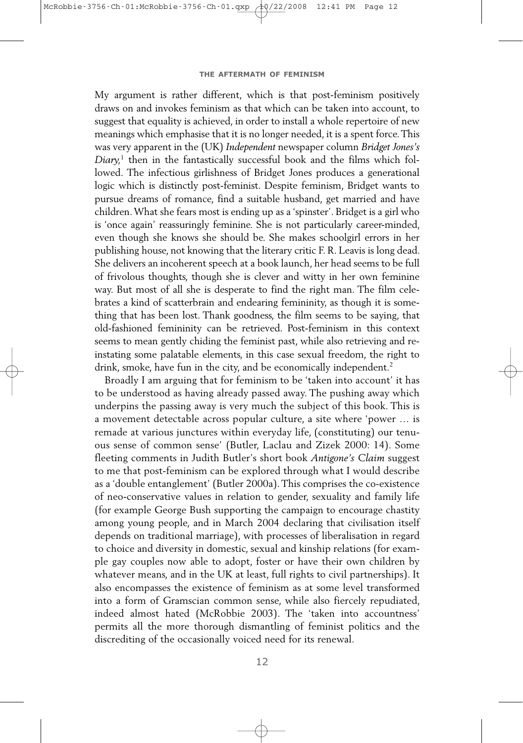My argument is rather different, which is that post-feminism positively draws on and invokes feminism as that which can be taken into account, to suggest that equality is achieved, in order to install a whole repertoire of new meanings which emphasise that it is no longer needed, it is a spent force. This was very apparent in the (UK) *Independent* newspaper column *Bridget Jones's Diary*,[1] then in the fantastically successful book and the films which followed. The infectious girlishness of Bridget Jones produces a generational logic which is distinctly post-feminist. Despite feminism, Bridget wants to pursue dreams of romance, find a suitable husband, get married and have children. What she fears most is ending up as a 'spinster'. Bridget is a girl who is 'once again' reassuringly feminine. She is not particularly career-minded, even though she knows she should be. She makes schoolgirl errors in her publishing house, not knowing that the literary critic F. R. Leavis is long dead. She delivers an incoherent speech at a book launch, her head seems to be full of frivolous thoughts, though she is clever and witty in her own feminine way. But most of all she is desperate to find the right man. The film celebrates a kind of scatterbrain and endearing femininity, as though it is something that has been lost. Thank goodness, the film seems to be saying, that old-fashioned femininity can be retrieved. Post-feminism in this context seems to mean gently chiding the feminist past, while also retrieving and reinstating some palatable elements, in this case sexual freedom, the right to drink, smoke, have fun in the city, and be economically independent.[2]

Broadly I am arguing that for feminism to be 'taken into account' it has to be understood as having already passed away. The pushing away which underpins the passing away is very much the subject of this book. This is a movement detectable across popular culture, a site where 'power … is remade at various junctures within everyday life, (constituting) our tenuous sense of common sense' (Butler, Laclau and Zizek 2000: 14). Some fleeting comments in Judith Butler's short book *Antigone's Claim* suggest to me that post-feminism can be explored through what I would describe as a 'double entanglement' (Butler 2000a). This comprises the co-existence of neo-conservative values in relation to gender, sexuality and family life (for example George Bush supporting the campaign to encourage chastity among young people, and in March 2004 declaring that civilisation itself depends on traditional marriage), with processes of liberalisation in regard to choice and diversity in domestic, sexual and kinship relations (for example gay couples now able to adopt, foster or have their own children by whatever means, and in the UK at least, full rights to civil partnerships). It also encompasses the existence of feminism as at some level transformed into a form of Gramscian common sense, while also fiercely repudiated, indeed almost hated (McRobbie 2003). The 'taken into accountness' permits all the more thorough dismantling of feminist politics and the discrediting of the occasionally voiced need for its renewal.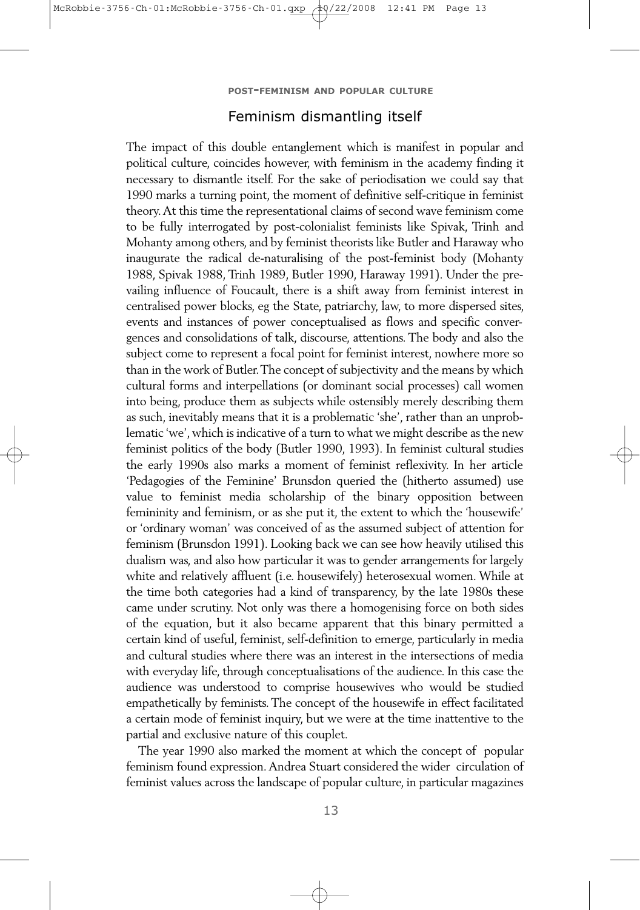## Feminism dismantling itself

The impact of this double entanglement which is manifest in popular and political culture, coincides however, with feminism in the academy finding it necessary to dismantle itself. For the sake of periodisation we could say that 1990 marks a turning point, the moment of definitive self-critique in feminist theory. At this time the representational claims of second wave feminism come to be fully interrogated by post-colonialist feminists like Spivak, Trinh and Mohanty among others, and by feminist theorists like Butler and Haraway who inaugurate the radical de-naturalising of the post-feminist body (Mohanty 1988, Spivak 1988, Trinh 1989, Butler 1990, Haraway 1991). Under the prevailing influence of Foucault, there is a shift away from feminist interest in centralised power blocks, eg the State, patriarchy, law, to more dispersed sites, events and instances of power conceptualised as flows and specific convergences and consolidations of talk, discourse, attentions. The body and also the subject come to represent a focal point for feminist interest, nowhere more so than in the work of Butler. The concept of subjectivity and the means by which cultural forms and interpellations (or dominant social processes) call women into being, produce them as subjects while ostensibly merely describing them as such, inevitably means that it is a problematic 'she', rather than an unproblematic 'we', which is indicative of a turn to what we might describe as the new feminist politics of the body (Butler 1990, 1993). In feminist cultural studies the early 1990s also marks a moment of feminist reflexivity. In her article 'Pedagogies of the Feminine' Brunsdon queried the (hitherto assumed) use value to feminist media scholarship of the binary opposition between femininity and feminism, or as she put it, the extent to which the 'housewife' or 'ordinary woman' was conceived of as the assumed subject of attention for feminism (Brunsdon 1991). Looking back we can see how heavily utilised this dualism was, and also how particular it was to gender arrangements for largely white and relatively affluent (i.e. housewifely) heterosexual women. While at the time both categories had a kind of transparency, by the late 1980s these came under scrutiny. Not only was there a homogenising force on both sides of the equation, but it also became apparent that this binary permitted a certain kind of useful, feminist, self-definition to emerge, particularly in media and cultural studies where there was an interest in the intersections of media with everyday life, through conceptualisations of the audience. In this case the audience was understood to comprise housewives who would be studied empathetically by feminists. The concept of the housewife in effect facilitated a certain mode of feminist inquiry, but we were at the time inattentive to the partial and exclusive nature of this couplet.

The year 1990 also marked the moment at which the concept of popular feminism found expression. Andrea Stuart considered the wider circulation of feminist values across the landscape of popular culture, in particular magazines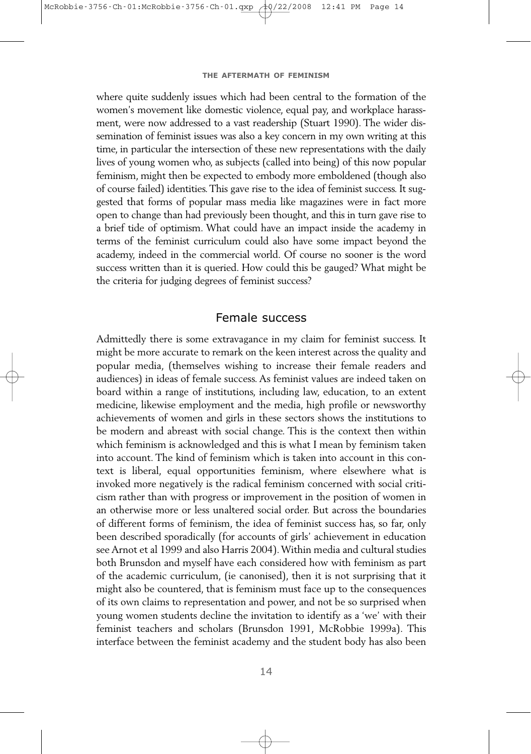where quite suddenly issues which had been central to the formation of the women's movement like domestic violence, equal pay, and workplace harassment, were now addressed to a vast readership (Stuart 1990). The wider dissemination of feminist issues was also a key concern in my own writing at this time, in particular the intersection of these new representations with the daily lives of young women who, as subjects (called into being) of this now popular feminism, might then be expected to embody more emboldened (though also of course failed) identities. This gave rise to the idea of feminist success. It suggested that forms of popular mass media like magazines were in fact more open to change than had previously been thought, and this in turn gave rise to a brief tide of optimism. What could have an impact inside the academy in terms of the feminist curriculum could also have some impact beyond the academy, indeed in the commercial world. Of course no sooner is the word success written than it is queried. How could this be gauged? What might be the criteria for judging degrees of feminist success?

## Female success

Admittedly there is some extravagance in my claim for feminist success. It might be more accurate to remark on the keen interest across the quality and popular media, (themselves wishing to increase their female readers and audiences) in ideas of female success. As feminist values are indeed taken on board within a range of institutions, including law, education, to an extent medicine, likewise employment and the media, high profile or newsworthy achievements of women and girls in these sectors shows the institutions to be modern and abreast with social change. This is the context then within which feminism is acknowledged and this is what I mean by feminism taken into account. The kind of feminism which is taken into account in this context is liberal, equal opportunities feminism, where elsewhere what is invoked more negatively is the radical feminism concerned with social criticism rather than with progress or improvement in the position of women in an otherwise more or less unaltered social order. But across the boundaries of different forms of feminism, the idea of feminist success has, so far, only been described sporadically (for accounts of girls' achievement in education see Arnot et al 1999 and also Harris 2004). Within media and cultural studies both Brunsdon and myself have each considered how with feminism as part of the academic curriculum, (ie canonised), then it is not surprising that it might also be countered, that is feminism must face up to the consequences of its own claims to representation and power, and not be so surprised when young women students decline the invitation to identify as a 'we' with their feminist teachers and scholars (Brunsdon 1991, McRobbie 1999a). This interface between the feminist academy and the student body has also been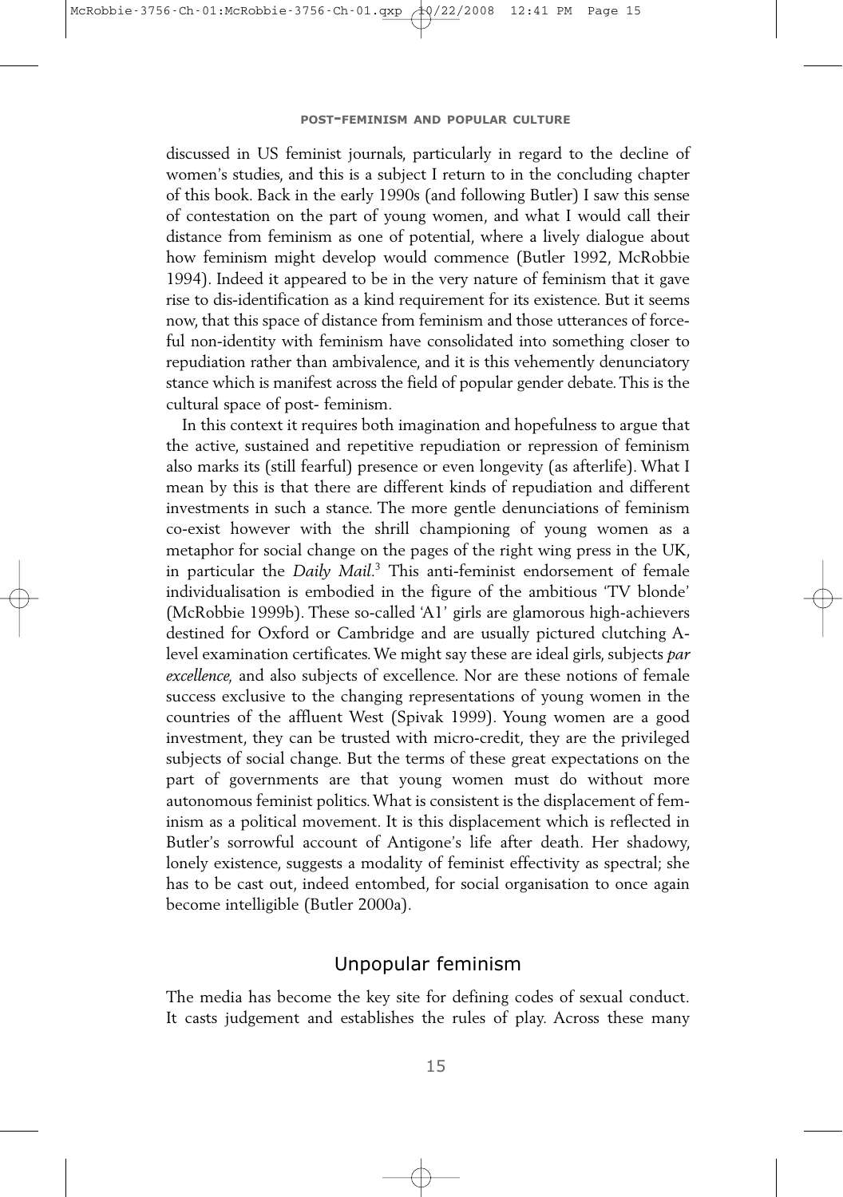discussed in US feminist journals, particularly in regard to the decline of women's studies, and this is a subject I return to in the concluding chapter of this book. Back in the early 1990s (and following Butler) I saw this sense of contestation on the part of young women, and what I would call their distance from feminism as one of potential, where a lively dialogue about how feminism might develop would commence (Butler 1992, McRobbie 1994). Indeed it appeared to be in the very nature of feminism that it gave rise to dis-identification as a kind requirement for its existence. But it seems now, that this space of distance from feminism and those utterances of forceful non-identity with feminism have consolidated into something closer to repudiation rather than ambivalence, and it is this vehemently denunciatory stance which is manifest across the field of popular gender debate. This is the cultural space of post- feminism.

In this context it requires both imagination and hopefulness to argue that the active, sustained and repetitive repudiation or repression of feminism also marks its (still fearful) presence or even longevity (as afterlife). What I mean by this is that there are different kinds of repudiation and different investments in such a stance. The more gentle denunciations of feminism co-exist however with the shrill championing of young women as a metaphor for social change on the pages of the right wing press in the UK, in particular the *Daily Mail*.[3] This anti-feminist endorsement of female individualisation is embodied in the figure of the ambitious 'TV blonde' (McRobbie 1999b). These so-called 'A1' girls are glamorous high-achievers destined for Oxford or Cambridge and are usually pictured clutching A-level examination certificates. We might say these are ideal girls, subjects *par excellence*, and also subjects of excellence. Nor are these notions of female success exclusive to the changing representations of young women in the countries of the affluent West (Spivak 1999). Young women are a good investment, they can be trusted with micro-credit, they are the privileged subjects of social change. But the terms of these great expectations on the part of governments are that young women must do without more autonomous feminist politics. What is consistent is the displacement of feminism as a political movement. It is this displacement which is reflected in Butler's sorrowful account of Antigone's life after death. Her shadowy, lonely existence, suggests a modality of feminist effectivity as spectral; she has to be cast out, indeed entombed, for social organisation to once again become intelligible (Butler 2000a).

## Unpopular feminism

The media has become the key site for defining codes of sexual conduct. It casts judgement and establishes the rules of play. Across these many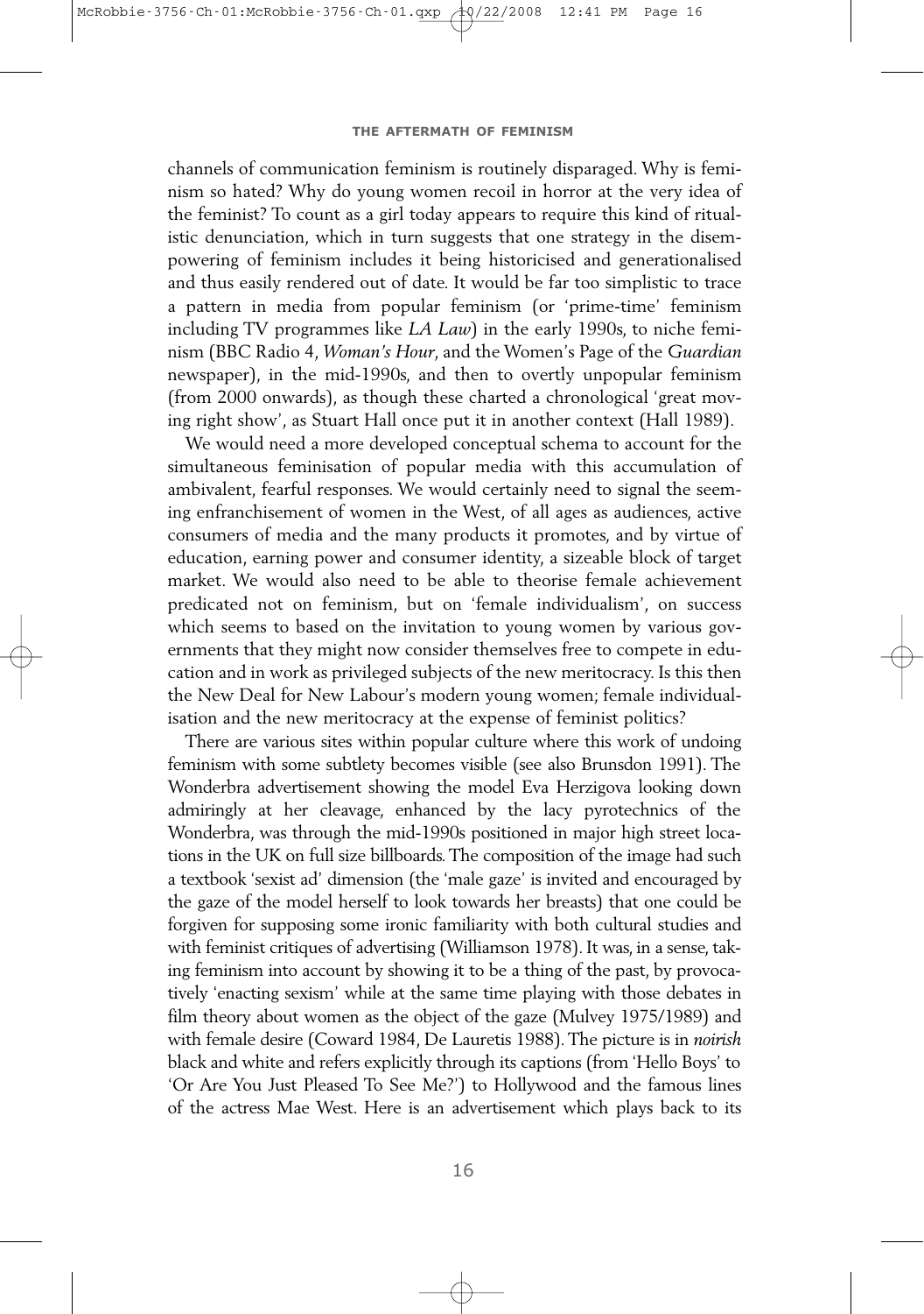channels of communication feminism is routinely disparaged. Why is feminism so hated? Why do young women recoil in horror at the very idea of the feminist? To count as a girl today appears to require this kind of ritualistic denunciation, which in turn suggests that one strategy in the disempowering of feminism includes it being historicised and generationalised and thus easily rendered out of date. It would be far too simplistic to trace a pattern in media from popular feminism (or 'prime-time' feminism including TV programmes like *LA Law*) in the early 1990s, to niche feminism (BBC Radio 4, *Woman's Hour*, and the Women's Page of the *Guardian* newspaper), in the mid-1990s, and then to overtly unpopular feminism (from 2000 onwards), as though these charted a chronological 'great moving right show', as Stuart Hall once put it in another context (Hall 1989).

We would need a more developed conceptual schema to account for the simultaneous feminisation of popular media with this accumulation of ambivalent, fearful responses. We would certainly need to signal the seeming enfranchisement of women in the West, of all ages as audiences, active consumers of media and the many products it promotes, and by virtue of education, earning power and consumer identity, a sizeable block of target market. We would also need to be able to theorise female achievement predicated not on feminism, but on 'female individualism', on success which seems to based on the invitation to young women by various governments that they might now consider themselves free to compete in education and in work as privileged subjects of the new meritocracy. Is this then the New Deal for New Labour's modern young women; female individualisation and the new meritocracy at the expense of feminist politics?

There are various sites within popular culture where this work of undoing feminism with some subtlety becomes visible (see also Brunsdon 1991). The Wonderbra advertisement showing the model Eva Herzigova looking down admiringly at her cleavage, enhanced by the lacy pyrotechnics of the Wonderbra, was through the mid-1990s positioned in major high street locations in the UK on full size billboards. The composition of the image had such a textbook 'sexist ad' dimension (the 'male gaze' is invited and encouraged by the gaze of the model herself to look towards her breasts) that one could be forgiven for supposing some ironic familiarity with both cultural studies and with feminist critiques of advertising (Williamson 1978). It was, in a sense, taking feminism into account by showing it to be a thing of the past, by provocatively 'enacting sexism' while at the same time playing with those debates in film theory about women as the object of the gaze (Mulvey 1975/1989) and with female desire (Coward 1984, De Lauretis 1988). The picture is in *noirish* black and white and refers explicitly through its captions (from 'Hello Boys' to 'Or Are You Just Pleased To See Me?') to Hollywood and the famous lines of the actress Mae West. Here is an advertisement which plays back to its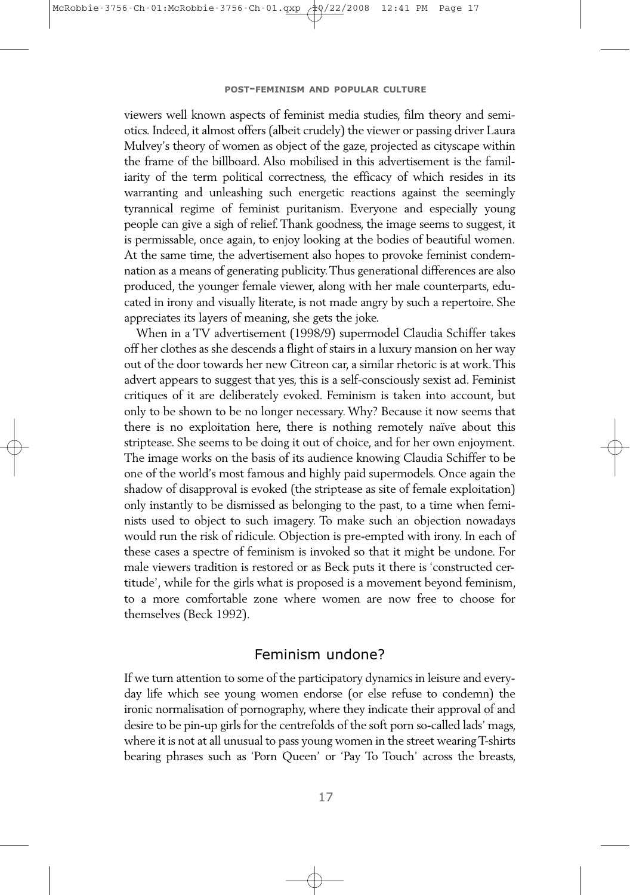viewers well known aspects of feminist media studies, film theory and semiotics. Indeed, it almost offers (albeit crudely) the viewer or passing driver Laura Mulvey's theory of women as object of the gaze, projected as cityscape within the frame of the billboard. Also mobilised in this advertisement is the familiarity of the term political correctness, the efficacy of which resides in its warranting and unleashing such energetic reactions against the seemingly tyrannical regime of feminist puritanism. Everyone and especially young people can give a sigh of relief. Thank goodness, the image seems to suggest, it is permissable, once again, to enjoy looking at the bodies of beautiful women. At the same time, the advertisement also hopes to provoke feminist condemnation as a means of generating publicity. Thus generational differences are also produced, the younger female viewer, along with her male counterparts, educated in irony and visually literate, is not made angry by such a repertoire. She appreciates its layers of meaning, she gets the joke.

When in a TV advertisement (1998/9) supermodel Claudia Schiffer takes off her clothes as she descends a flight of stairs in a luxury mansion on her way out of the door towards her new Citreon car, a similar rhetoric is at work. This advert appears to suggest that yes, this is a self-consciously sexist ad. Feminist critiques of it are deliberately evoked. Feminism is taken into account, but only to be shown to be no longer necessary. Why? Because it now seems that there is no exploitation here, there is nothing remotely naïve about this striptease. She seems to be doing it out of choice, and for her own enjoyment. The image works on the basis of its audience knowing Claudia Schiffer to be one of the world's most famous and highly paid supermodels. Once again the shadow of disapproval is evoked (the striptease as site of female exploitation) only instantly to be dismissed as belonging to the past, to a time when feminists used to object to such imagery. To make such an objection nowadays would run the risk of ridicule. Objection is pre-empted with irony. In each of these cases a spectre of feminism is invoked so that it might be undone. For male viewers tradition is restored or as Beck puts it there is 'constructed certitude', while for the girls what is proposed is a movement beyond feminism, to a more comfortable zone where women are now free to choose for themselves (Beck 1992).

## Feminism undone?

If we turn attention to some of the participatory dynamics in leisure and everyday life which see young women endorse (or else refuse to condemn) the ironic normalisation of pornography, where they indicate their approval of and desire to be pin-up girls for the centrefolds of the soft porn so-called lads' mags, where it is not at all unusual to pass young women in the street wearing T-shirts bearing phrases such as 'Porn Queen' or 'Pay To Touch' across the breasts,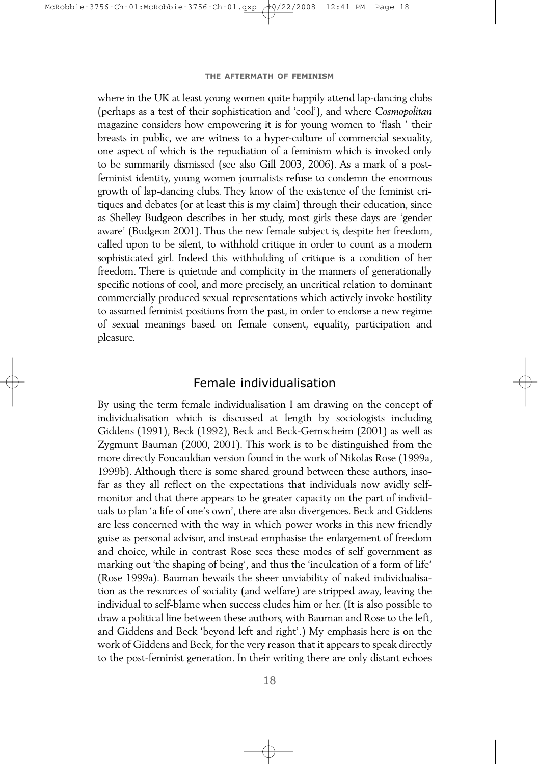where in the UK at least young women quite happily attend lap-dancing clubs (perhaps as a test of their sophistication and 'cool'), and where *Cosmopolitan* magazine considers how empowering it is for young women to 'flash ' their breasts in public, we are witness to a hyper-culture of commercial sexuality, one aspect of which is the repudiation of a feminism which is invoked only to be summarily dismissed (see also Gill 2003, 2006). As a mark of a post-feminist identity, young women journalists refuse to condemn the enormous growth of lap-dancing clubs. They know of the existence of the feminist critiques and debates (or at least this is my claim) through their education, since as Shelley Budgeon describes in her study, most girls these days are 'gender aware' (Budgeon 2001). Thus the new female subject is, despite her freedom, called upon to be silent, to withhold critique in order to count as a modern sophisticated girl. Indeed this withholding of critique is a condition of her freedom. There is quietude and complicity in the manners of generationally specific notions of cool, and more precisely, an uncritical relation to dominant commercially produced sexual representations which actively invoke hostility to assumed feminist positions from the past, in order to endorse a new regime of sexual meanings based on female consent, equality, participation and pleasure.

## Female individualisation

By using the term female individualisation I am drawing on the concept of individualisation which is discussed at length by sociologists including Giddens (1991), Beck (1992), Beck and Beck-Gernscheim (2001) as well as Zygmunt Bauman (2000, 2001). This work is to be distinguished from the more directly Foucauldian version found in the work of Nikolas Rose (1999a, 1999b). Although there is some shared ground between these authors, insofar as they all reflect on the expectations that individuals now avidly self-monitor and that there appears to be greater capacity on the part of individuals to plan 'a life of one's own', there are also divergences. Beck and Giddens are less concerned with the way in which power works in this new friendly guise as personal advisor, and instead emphasise the enlargement of freedom and choice, while in contrast Rose sees these modes of self government as marking out 'the shaping of being', and thus the 'inculcation of a form of life' (Rose 1999a). Bauman bewails the sheer unviability of naked individualisation as the resources of sociality (and welfare) are stripped away, leaving the individual to self-blame when success eludes him or her. (It is also possible to draw a political line between these authors, with Bauman and Rose to the left, and Giddens and Beck 'beyond left and right'.) My emphasis here is on the work of Giddens and Beck, for the very reason that it appears to speak directly to the post-feminist generation. In their writing there are only distant echoes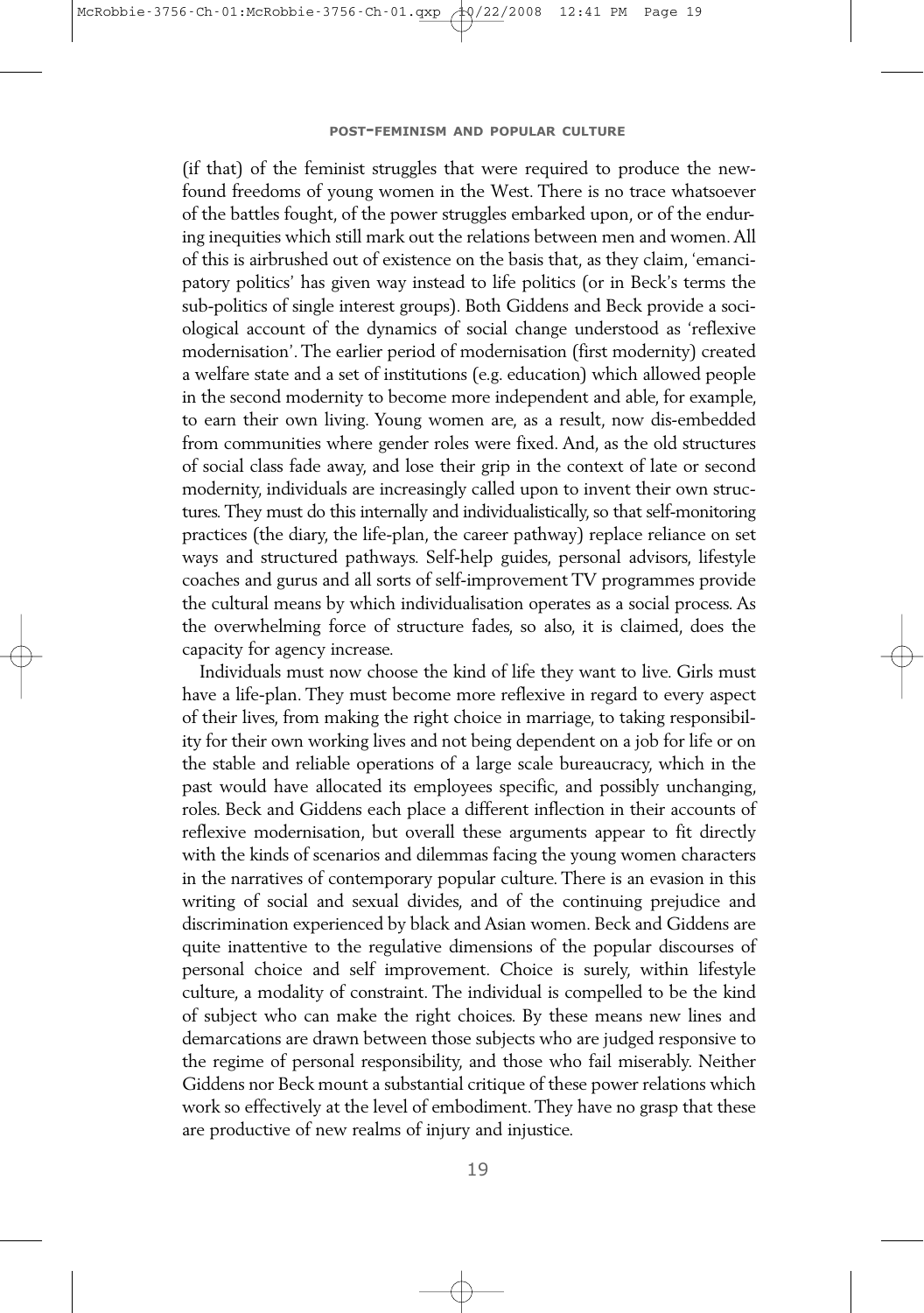(if that) of the feminist struggles that were required to produce the new-found freedoms of young women in the West. There is no trace whatsoever of the battles fought, of the power struggles embarked upon, or of the enduring inequities which still mark out the relations between men and women. All of this is airbrushed out of existence on the basis that, as they claim, 'emancipatory politics' has given way instead to life politics (or in Beck's terms the sub-politics of single interest groups). Both Giddens and Beck provide a sociological account of the dynamics of social change understood as 'reflexive modernisation'. The earlier period of modernisation (first modernity) created a welfare state and a set of institutions (e.g. education) which allowed people in the second modernity to become more independent and able, for example, to earn their own living. Young women are, as a result, now dis-embedded from communities where gender roles were fixed. And, as the old structures of social class fade away, and lose their grip in the context of late or second modernity, individuals are increasingly called upon to invent their own structures. They must do this internally and individualistically, so that self-monitoring practices (the diary, the life-plan, the career pathway) replace reliance on set ways and structured pathways. Self-help guides, personal advisors, lifestyle coaches and gurus and all sorts of self-improvement TV programmes provide the cultural means by which individualisation operates as a social process. As the overwhelming force of structure fades, so also, it is claimed, does the capacity for agency increase.

Individuals must now choose the kind of life they want to live. Girls must have a life-plan. They must become more reflexive in regard to every aspect of their lives, from making the right choice in marriage, to taking responsibility for their own working lives and not being dependent on a job for life or on the stable and reliable operations of a large scale bureaucracy, which in the past would have allocated its employees specific, and possibly unchanging, roles. Beck and Giddens each place a different inflection in their accounts of reflexive modernisation, but overall these arguments appear to fit directly with the kinds of scenarios and dilemmas facing the young women characters in the narratives of contemporary popular culture. There is an evasion in this writing of social and sexual divides, and of the continuing prejudice and discrimination experienced by black and Asian women. Beck and Giddens are quite inattentive to the regulative dimensions of the popular discourses of personal choice and self improvement. Choice is surely, within lifestyle culture, a modality of constraint. The individual is compelled to be the kind of subject who can make the right choices. By these means new lines and demarcations are drawn between those subjects who are judged responsive to the regime of personal responsibility, and those who fail miserably. Neither Giddens nor Beck mount a substantial critique of these power relations which work so effectively at the level of embodiment. They have no grasp that these are productive of new realms of injury and injustice.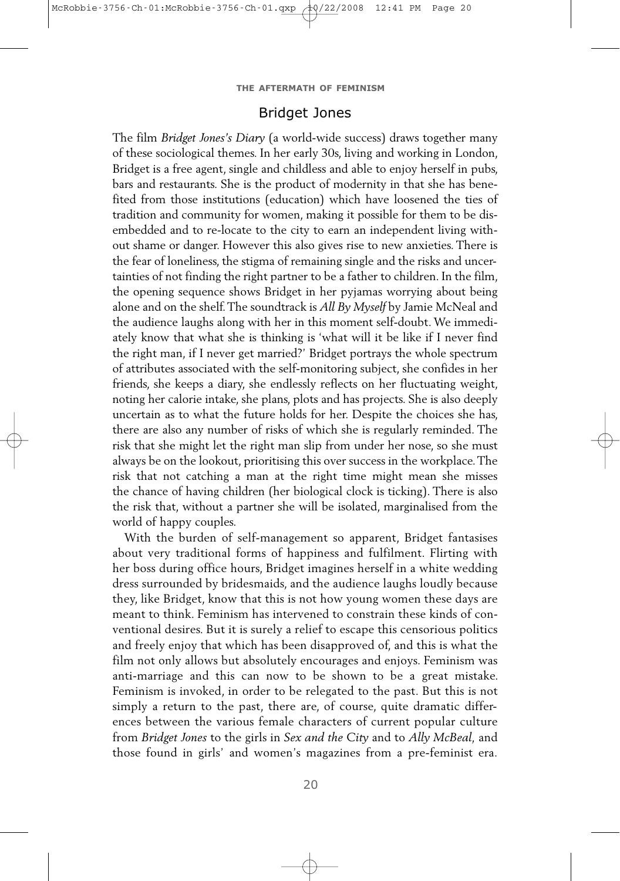## Bridget Jones

The film *Bridget Jones's Diary* (a world-wide success) draws together many of these sociological themes. In her early 30s, living and working in London, Bridget is a free agent, single and childless and able to enjoy herself in pubs, bars and restaurants. She is the product of modernity in that she has benefited from those institutions (education) which have loosened the ties of tradition and community for women, making it possible for them to be disembedded and to re-locate to the city to earn an independent living without shame or danger. However this also gives rise to new anxieties. There is the fear of loneliness, the stigma of remaining single and the risks and uncertainties of not finding the right partner to be a father to children. In the film, the opening sequence shows Bridget in her pyjamas worrying about being alone and on the shelf. The soundtrack is *All By Myself* by Jamie McNeal and the audience laughs along with her in this moment self-doubt. We immediately know that what she is thinking is 'what will it be like if I never find the right man, if I never get married?' Bridget portrays the whole spectrum of attributes associated with the self-monitoring subject, she confides in her friends, she keeps a diary, she endlessly reflects on her fluctuating weight, noting her calorie intake, she plans, plots and has projects. She is also deeply uncertain as to what the future holds for her. Despite the choices she has, there are also any number of risks of which she is regularly reminded. The risk that she might let the right man slip from under her nose, so she must always be on the lookout, prioritising this over success in the workplace. The risk that not catching a man at the right time might mean she misses the chance of having children (her biological clock is ticking). There is also the risk that, without a partner she will be isolated, marginalised from the world of happy couples.

With the burden of self-management so apparent, Bridget fantasises about very traditional forms of happiness and fulfilment. Flirting with her boss during office hours, Bridget imagines herself in a white wedding dress surrounded by bridesmaids, and the audience laughs loudly because they, like Bridget, know that this is not how young women these days are meant to think. Feminism has intervened to constrain these kinds of conventional desires. But it is surely a relief to escape this censorious politics and freely enjoy that which has been disapproved of, and this is what the film not only allows but absolutely encourages and enjoys. Feminism was anti-marriage and this can now to be shown to be a great mistake. Feminism is invoked, in order to be relegated to the past. But this is not simply a return to the past, there are, of course, quite dramatic differences between the various female characters of current popular culture from *Bridget Jones* to the girls in *Sex and the City* and to *Ally McBeal*, and those found in girls' and women's magazines from a pre-feminist era.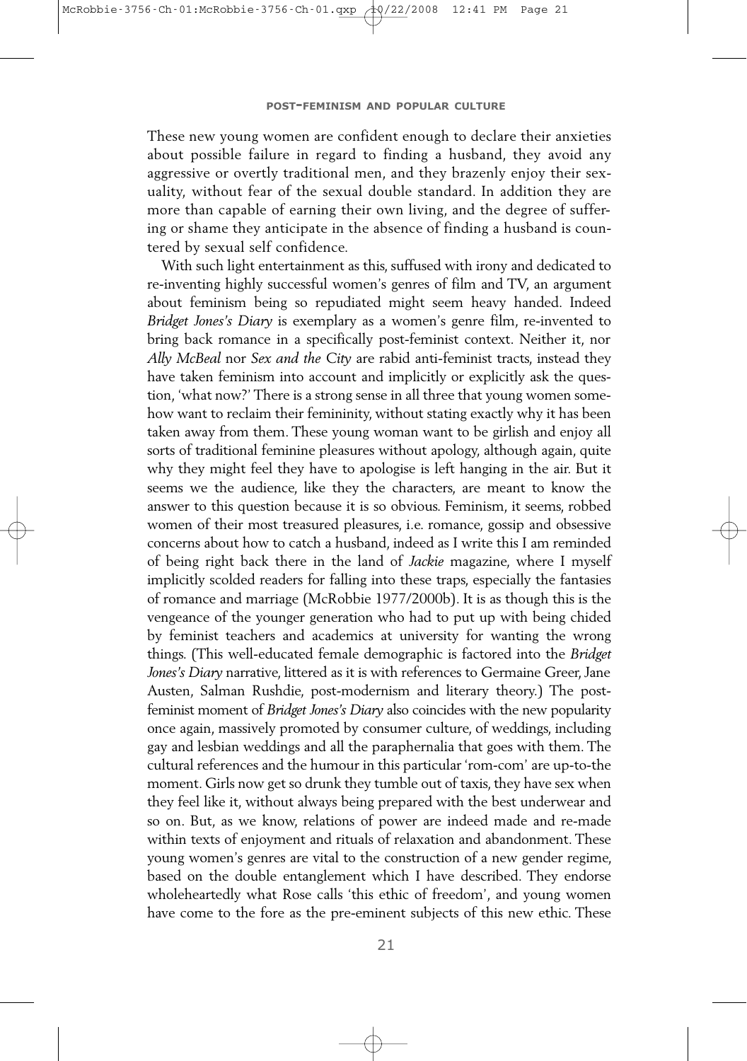These new young women are confident enough to declare their anxieties about possible failure in regard to finding a husband, they avoid any aggressive or overtly traditional men, and they brazenly enjoy their sexuality, without fear of the sexual double standard. In addition they are more than capable of earning their own living, and the degree of suffering or shame they anticipate in the absence of finding a husband is countered by sexual self confidence.

With such light entertainment as this, suffused with irony and dedicated to re-inventing highly successful women's genres of film and TV, an argument about feminism being so repudiated might seem heavy handed. Indeed *Bridget Jones's Diary* is exemplary as a women's genre film, re-invented to bring back romance in a specifically post-feminist context. Neither it, nor *Ally McBeal* nor *Sex and the City* are rabid anti-feminist tracts, instead they have taken feminism into account and implicitly or explicitly ask the question, 'what now?' There is a strong sense in all three that young women somehow want to reclaim their femininity, without stating exactly why it has been taken away from them. These young woman want to be girlish and enjoy all sorts of traditional feminine pleasures without apology, although again, quite why they might feel they have to apologise is left hanging in the air. But it seems we the audience, like they the characters, are meant to know the answer to this question because it is so obvious. Feminism, it seems, robbed women of their most treasured pleasures, i.e. romance, gossip and obsessive concerns about how to catch a husband, indeed as I write this I am reminded of being right back there in the land of *Jackie* magazine, where I myself implicitly scolded readers for falling into these traps, especially the fantasies of romance and marriage (McRobbie 1977/2000b). It is as though this is the vengeance of the younger generation who had to put up with being chided by feminist teachers and academics at university for wanting the wrong things. (This well-educated female demographic is factored into the *Bridget Jones's Diary* narrative, littered as it is with references to Germaine Greer, Jane Austen, Salman Rushdie, post-modernism and literary theory.) The post-feminist moment of *Bridget Jones's Diary* also coincides with the new popularity once again, massively promoted by consumer culture, of weddings, including gay and lesbian weddings and all the paraphernalia that goes with them. The cultural references and the humour in this particular 'rom-com' are up-to-the moment. Girls now get so drunk they tumble out of taxis, they have sex when they feel like it, without always being prepared with the best underwear and so on. But, as we know, relations of power are indeed made and re-made within texts of enjoyment and rituals of relaxation and abandonment. These young women's genres are vital to the construction of a new gender regime, based on the double entanglement which I have described. They endorse wholeheartedly what Rose calls 'this ethic of freedom', and young women have come to the fore as the pre-eminent subjects of this new ethic. These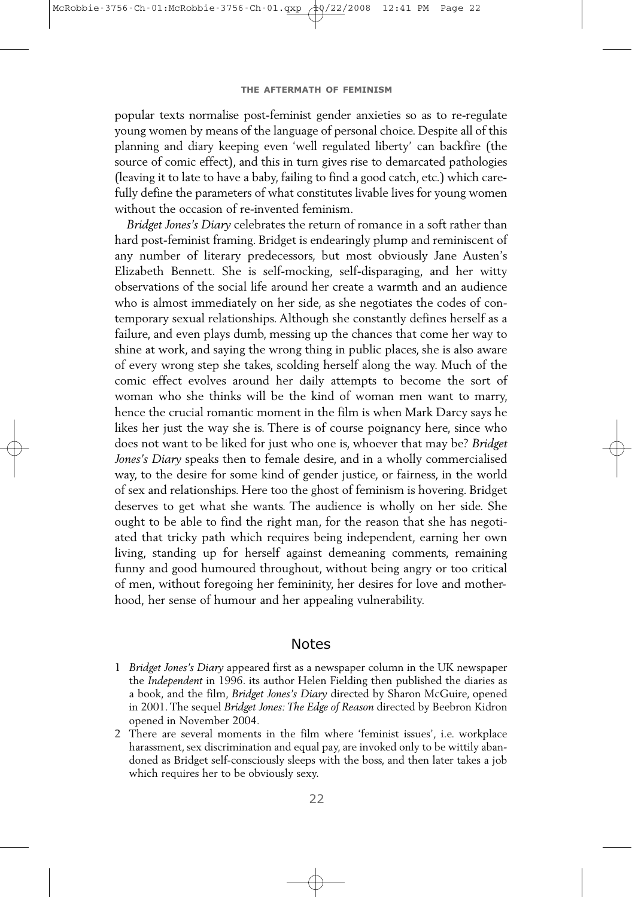popular texts normalise post-feminist gender anxieties so as to re-regulate young women by means of the language of personal choice. Despite all of this planning and diary keeping even 'well regulated liberty' can backfire (the source of comic effect), and this in turn gives rise to demarcated pathologies (leaving it to late to have a baby, failing to find a good catch, etc.) which carefully define the parameters of what constitutes livable lives for young women without the occasion of re-invented feminism.

*Bridget Jones's Diary* celebrates the return of romance in a soft rather than hard post-feminist framing. Bridget is endearingly plump and reminiscent of any number of literary predecessors, but most obviously Jane Austen's Elizabeth Bennett. She is self-mocking, self-disparaging, and her witty observations of the social life around her create a warmth and an audience who is almost immediately on her side, as she negotiates the codes of contemporary sexual relationships. Although she constantly defines herself as a failure, and even plays dumb, messing up the chances that come her way to shine at work, and saying the wrong thing in public places, she is also aware of every wrong step she takes, scolding herself along the way. Much of the comic effect evolves around her daily attempts to become the sort of woman who she thinks will be the kind of woman men want to marry, hence the crucial romantic moment in the film is when Mark Darcy says he likes her just the way she is. There is of course poignancy here, since who does not want to be liked for just who one is, whoever that may be? *Bridget Jones's Diary* speaks then to female desire, and in a wholly commercialised way, to the desire for some kind of gender justice, or fairness, in the world of sex and relationships. Here too the ghost of feminism is hovering. Bridget deserves to get what she wants. The audience is wholly on her side. She ought to be able to find the right man, for the reason that she has negotiated that tricky path which requires being independent, earning her own living, standing up for herself against demeaning comments, remaining funny and good humoured throughout, without being angry or too critical of men, without foregoing her femininity, her desires for love and motherhood, her sense of humour and her appealing vulnerability.

## Notes

1 *Bridget Jones's Diary* appeared first as a newspaper column in the UK newspaper the *Independent* in 1996. its author Helen Fielding then published the diaries as a book, and the film, *Bridget Jones's Diary* directed by Sharon McGuire, opened in 2001. The sequel *Bridget Jones: The Edge of Reason* directed by Beebron Kidron opened in November 2004.

2 There are several moments in the film where 'feminist issues', i.e. workplace harassment, sex discrimination and equal pay, are invoked only to be wittily abandoned as Bridget self-consciously sleeps with the boss, and then later takes a job which requires her to be obviously sexy.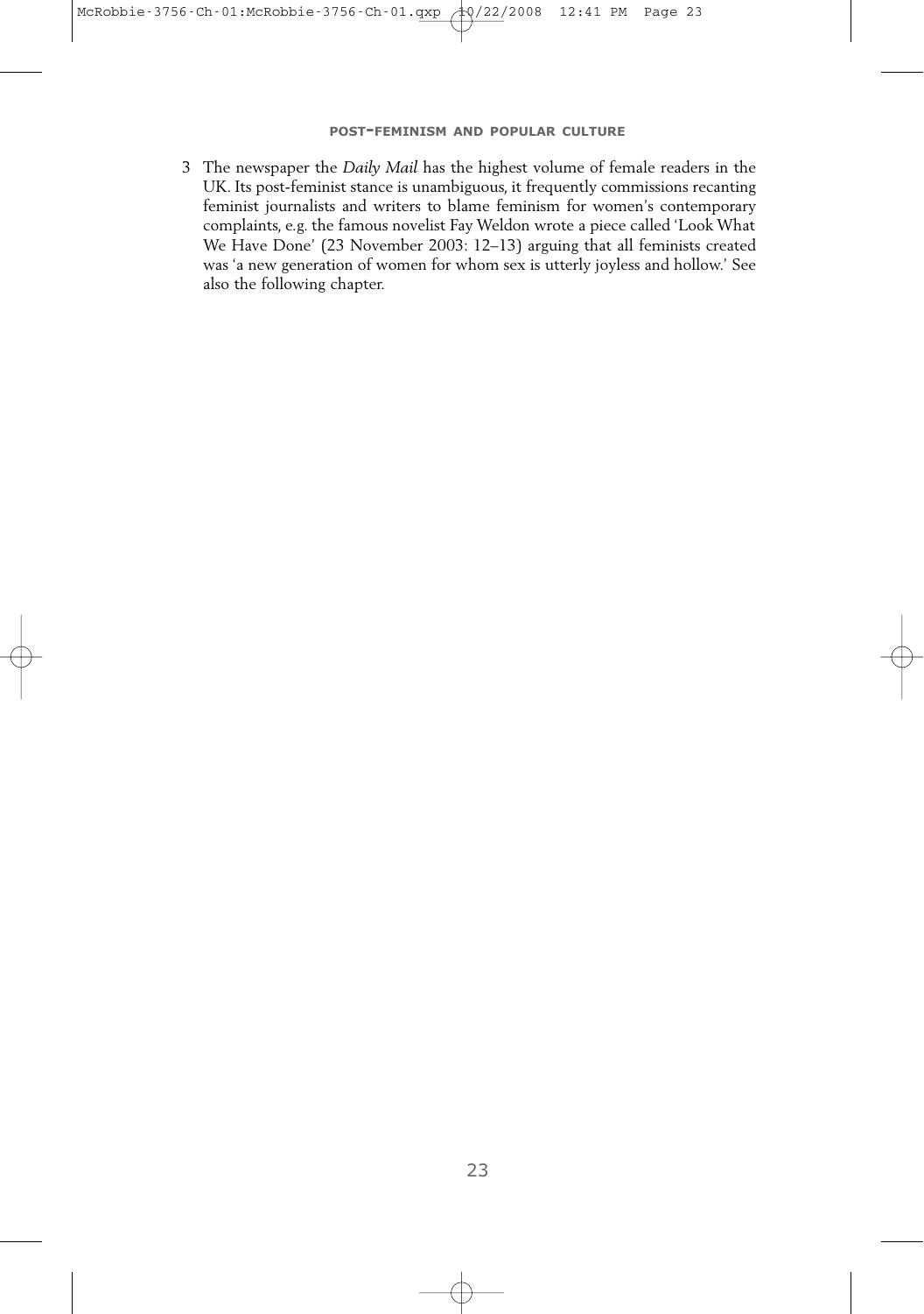3 The newspaper the *Daily Mail* has the highest volume of female readers in the UK. Its post-feminist stance is unambiguous, it frequently commissions recanting feminist journalists and writers to blame feminism for women's contemporary complaints, e.g. the famous novelist Fay Weldon wrote a piece called 'Look What We Have Done' (23 November 2003: 12–13) arguing that all feminists created was 'a new generation of women for whom sex is utterly joyless and hollow.' See also the following chapter.